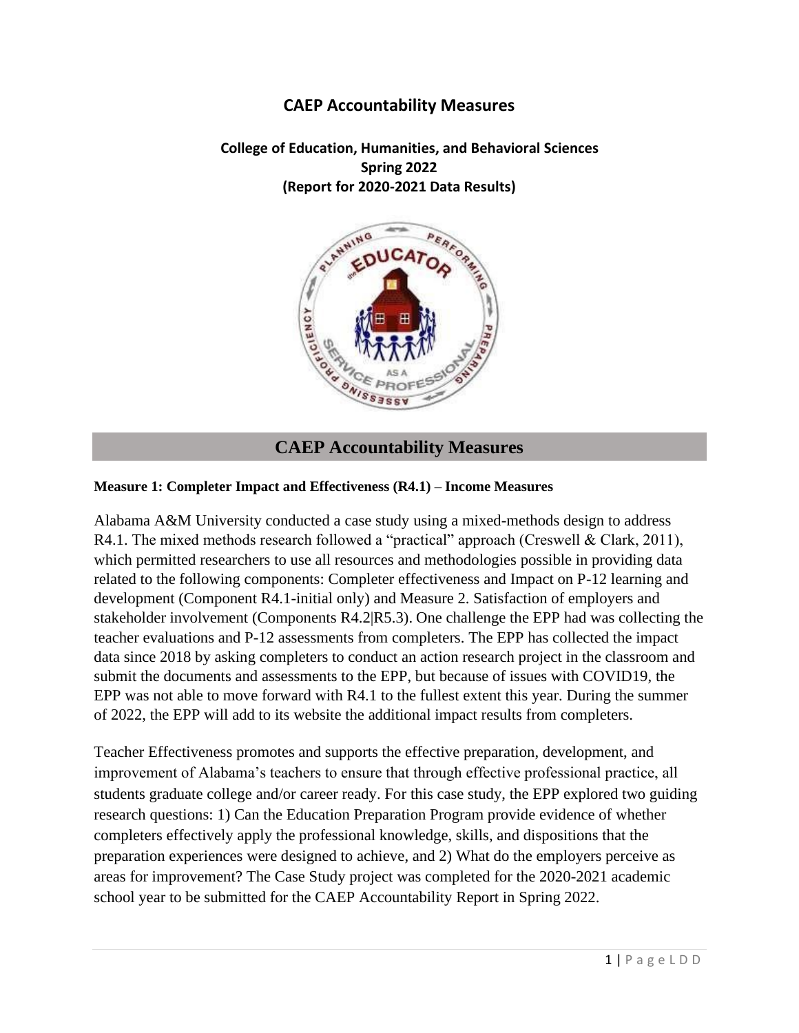# CAEP Accountability Measures

**College of Education, Humanities, and Behavioral Sciences**
**Spring 2022**
**(Report for 2020-2021 Data Results)**

## CAEP Accountability Measures

**Measure 1: Completer Impact and Effectiveness (R4.1) – Income Measures**

Alabama A&M University conducted a case study using a mixed-methods design to address R4.1. The mixed methods research followed a "practical" approach (Creswell & Clark, 2011), which permitted researchers to use all resources and methodologies possible in providing data related to the following components: Completer effectiveness and Impact on P-12 learning and development (Component R4.1-initial only) and Measure 2. Satisfaction of employers and stakeholder involvement (Components R4.2|R5.3). One challenge the EPP had was collecting the teacher evaluations and P-12 assessments from completers. The EPP has collected the impact data since 2018 by asking completers to conduct an action research project in the classroom and submit the documents and assessments to the EPP, but because of issues with COVID19, the EPP was not able to move forward with R4.1 to the fullest extent this year. During the summer of 2022, the EPP will add to its website the additional impact results from completers.

Teacher Effectiveness promotes and supports the effective preparation, development, and improvement of Alabama's teachers to ensure that through effective professional practice, all students graduate college and/or career ready. For this case study, the EPP explored two guiding research questions: 1) Can the Education Preparation Program provide evidence of whether completers effectively apply the professional knowledge, skills, and dispositions that the preparation experiences were designed to achieve, and 2) What do the employers perceive as areas for improvement? The Case Study project was completed for the 2020-2021 academic school year to be submitted for the CAEP Accountability Report in Spring 2022.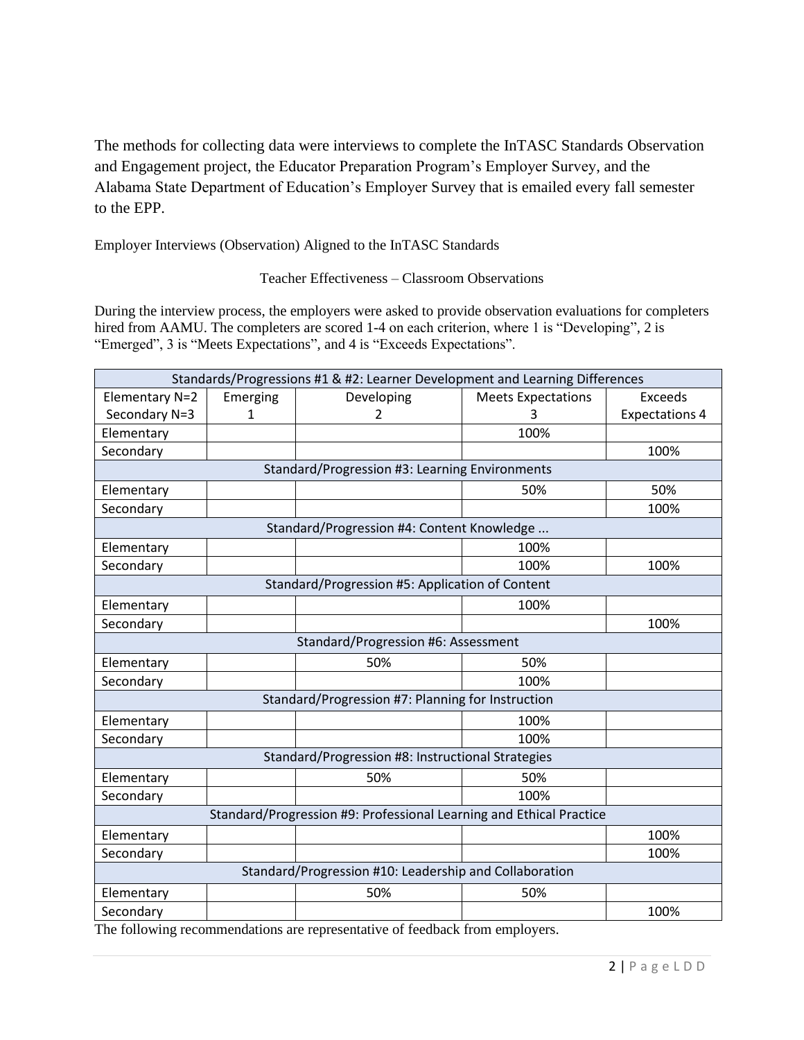The methods for collecting data were interviews to complete the InTASC Standards Observation and Engagement project, the Educator Preparation Program's Employer Survey, and the Alabama State Department of Education's Employer Survey that is emailed every fall semester to the EPP.

Employer Interviews (Observation) Aligned to the InTASC Standards

Teacher Effectiveness – Classroom Observations

During the interview process, the employers were asked to provide observation evaluations for completers hired from AAMU. The completers are scored 1-4 on each criterion, where 1 is "Developing", 2 is "Emerged", 3 is "Meets Expectations", and 4 is "Exceeds Expectations".

| Standards/Progressions #1 & #2: Learner Development and Learning Differences | | | | |
|---|---|---|---|---|
| Elementary N=2<br>Secondary N=3 | Emerging<br>1 | Developing<br>2 | Meets Expectations<br>3 | Exceeds<br>Expectations 4 |
| Elementary | | | 100% | |
| Secondary | | | | 100% |
| **Standard/Progression #3: Learning Environments** | | | | |
| Elementary | | | 50% | 50% |
| Secondary | | | | 100% |
| **Standard/Progression #4: Content Knowledge ...** | | | | |
| Elementary | | | 100% | |
| Secondary | | | 100% | 100% |
| **Standard/Progression #5: Application of Content** | | | | |
| Elementary | | | 100% | |
| Secondary | | | | 100% |
| **Standard/Progression #6: Assessment** | | | | |
| Elementary | | 50% | 50% | |
| Secondary | | | 100% | |
| **Standard/Progression #7: Planning for Instruction** | | | | |
| Elementary | | | 100% | |
| Secondary | | | 100% | |
| **Standard/Progression #8: Instructional Strategies** | | | | |
| Elementary | | 50% | 50% | |
| Secondary | | | 100% | |
| **Standard/Progression #9: Professional Learning and Ethical Practice** | | | | |
| Elementary | | | | 100% |
| Secondary | | | | 100% |
| **Standard/Progression #10: Leadership and Collaboration** | | | | |
| Elementary | | 50% | 50% | |
| Secondary | | | | 100% |

The following recommendations are representative of feedback from employers.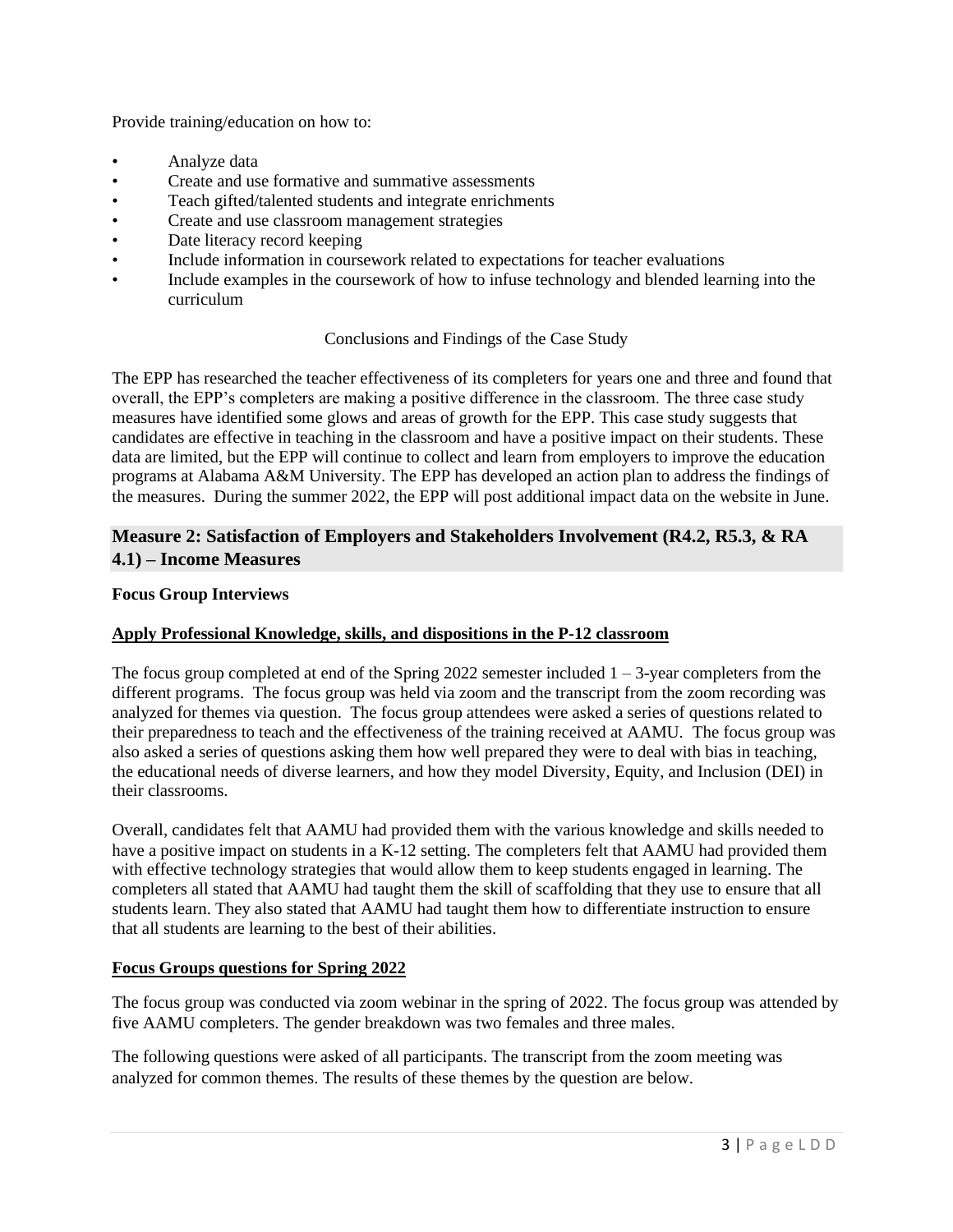Provide training/education on how to:

- Analyze data
- Create and use formative and summative assessments
- Teach gifted/talented students and integrate enrichments
- Create and use classroom management strategies
- Date literacy record keeping
- Include information in coursework related to expectations for teacher evaluations
- Include examples in the coursework of how to infuse technology and blended learning into the curriculum

Conclusions and Findings of the Case Study

The EPP has researched the teacher effectiveness of its completers for years one and three and found that overall, the EPP's completers are making a positive difference in the classroom. The three case study measures have identified some glows and areas of growth for the EPP. This case study suggests that candidates are effective in teaching in the classroom and have a positive impact on their students. These data are limited, but the EPP will continue to collect and learn from employers to improve the education programs at Alabama A&M University. The EPP has developed an action plan to address the findings of the measures. During the summer 2022, the EPP will post additional impact data on the website in June.

## Measure 2: Satisfaction of Employers and Stakeholders Involvement (R4.2, R5.3, & RA 4.1) – Income Measures

**Focus Group Interviews**

**Apply Professional Knowledge, skills, and dispositions in the P-12 classroom**

The focus group completed at end of the Spring 2022 semester included 1 – 3-year completers from the different programs. The focus group was held via zoom and the transcript from the zoom recording was analyzed for themes via question. The focus group attendees were asked a series of questions related to their preparedness to teach and the effectiveness of the training received at AAMU. The focus group was also asked a series of questions asking them how well prepared they were to deal with bias in teaching, the educational needs of diverse learners, and how they model Diversity, Equity, and Inclusion (DEI) in their classrooms.

Overall, candidates felt that AAMU had provided them with the various knowledge and skills needed to have a positive impact on students in a K-12 setting. The completers felt that AAMU had provided them with effective technology strategies that would allow them to keep students engaged in learning. The completers all stated that AAMU had taught them the skill of scaffolding that they use to ensure that all students learn. They also stated that AAMU had taught them how to differentiate instruction to ensure that all students are learning to the best of their abilities.

**Focus Groups questions for Spring 2022**

The focus group was conducted via zoom webinar in the spring of 2022. The focus group was attended by five AAMU completers. The gender breakdown was two females and three males.

The following questions were asked of all participants. The transcript from the zoom meeting was analyzed for common themes. The results of these themes by the question are below.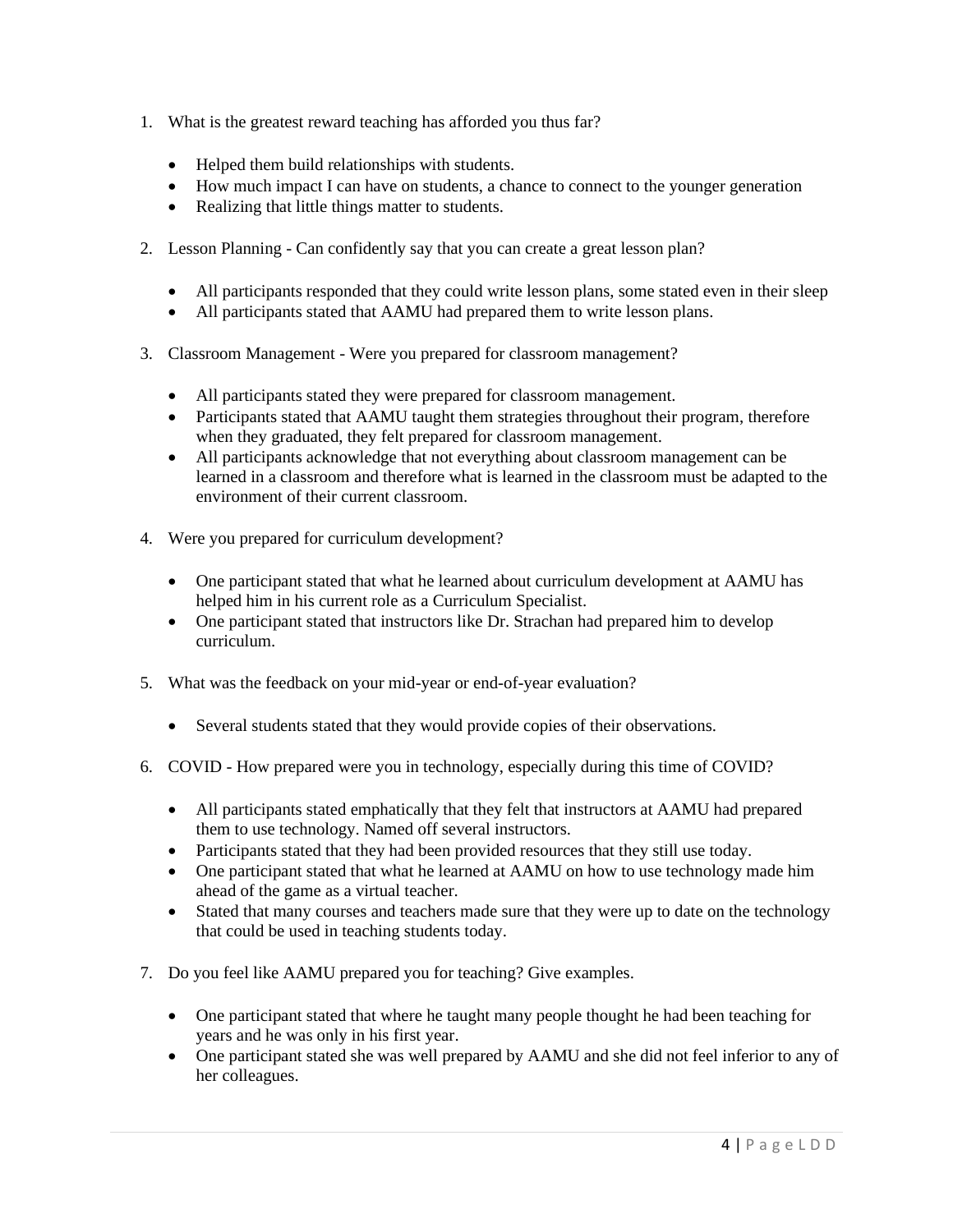1. What is the greatest reward teaching has afforded you thus far?

    - Helped them build relationships with students.
    - How much impact I can have on students, a chance to connect to the younger generation
    - Realizing that little things matter to students.

2. Lesson Planning - Can confidently say that you can create a great lesson plan?

    - All participants responded that they could write lesson plans, some stated even in their sleep
    - All participants stated that AAMU had prepared them to write lesson plans.

3. Classroom Management - Were you prepared for classroom management?

    - All participants stated they were prepared for classroom management.
    - Participants stated that AAMU taught them strategies throughout their program, therefore when they graduated, they felt prepared for classroom management.
    - All participants acknowledge that not everything about classroom management can be learned in a classroom and therefore what is learned in the classroom must be adapted to the environment of their current classroom.

4. Were you prepared for curriculum development?

    - One participant stated that what he learned about curriculum development at AAMU has helped him in his current role as a Curriculum Specialist.
    - One participant stated that instructors like Dr. Strachan had prepared him to develop curriculum.

5. What was the feedback on your mid-year or end-of-year evaluation?

    - Several students stated that they would provide copies of their observations.

6. COVID - How prepared were you in technology, especially during this time of COVID?

    - All participants stated emphatically that they felt that instructors at AAMU had prepared them to use technology. Named off several instructors.
    - Participants stated that they had been provided resources that they still use today.
    - One participant stated that what he learned at AAMU on how to use technology made him ahead of the game as a virtual teacher.
    - Stated that many courses and teachers made sure that they were up to date on the technology that could be used in teaching students today.

7. Do you feel like AAMU prepared you for teaching? Give examples.

    - One participant stated that where he taught many people thought he had been teaching for years and he was only in his first year.
    - One participant stated she was well prepared by AAMU and she did not feel inferior to any of her colleagues.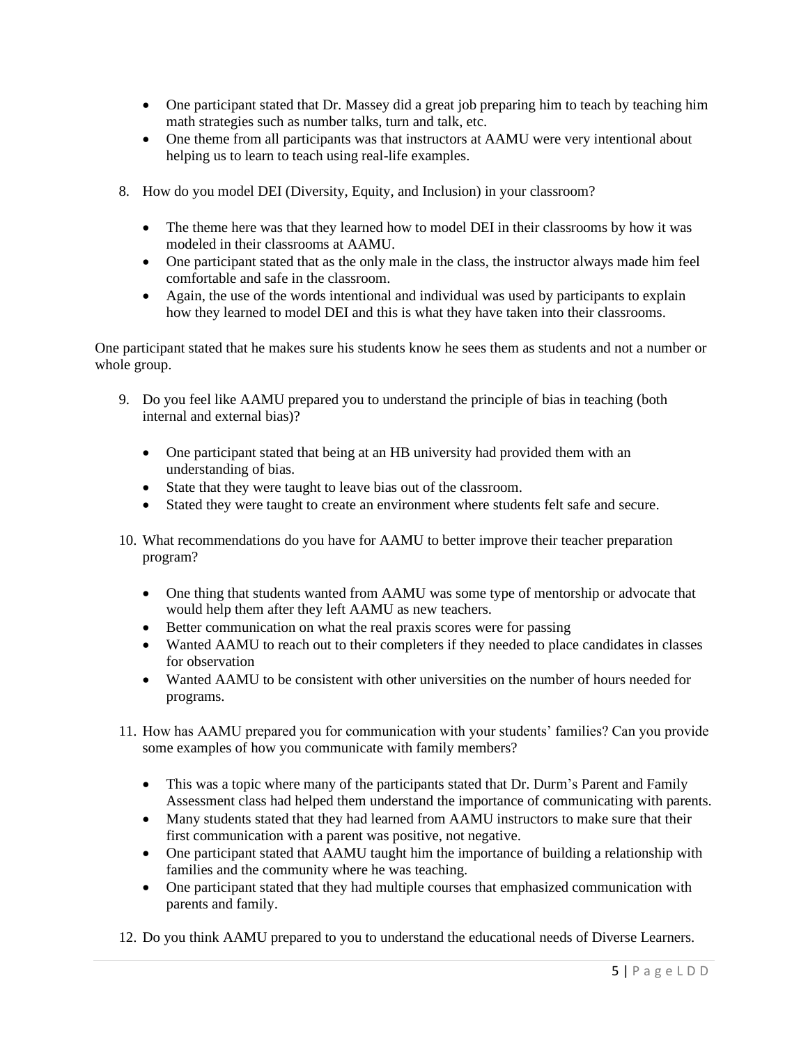- One participant stated that Dr. Massey did a great job preparing him to teach by teaching him math strategies such as number talks, turn and talk, etc.
- One theme from all participants was that instructors at AAMU were very intentional about helping us to learn to teach using real-life examples.

8. How do you model DEI (Diversity, Equity, and Inclusion) in your classroom?

   - The theme here was that they learned how to model DEI in their classrooms by how it was modeled in their classrooms at AAMU.
   - One participant stated that as the only male in the class, the instructor always made him feel comfortable and safe in the classroom.
   - Again, the use of the words intentional and individual was used by participants to explain how they learned to model DEI and this is what they have taken into their classrooms.

One participant stated that he makes sure his students know he sees them as students and not a number or whole group.

9. Do you feel like AAMU prepared you to understand the principle of bias in teaching (both internal and external bias)?

   - One participant stated that being at an HB university had provided them with an understanding of bias.
   - State that they were taught to leave bias out of the classroom.
   - Stated they were taught to create an environment where students felt safe and secure.

10. What recommendations do you have for AAMU to better improve their teacher preparation program?

    - One thing that students wanted from AAMU was some type of mentorship or advocate that would help them after they left AAMU as new teachers.
    - Better communication on what the real praxis scores were for passing
    - Wanted AAMU to reach out to their completers if they needed to place candidates in classes for observation
    - Wanted AAMU to be consistent with other universities on the number of hours needed for programs.

11. How has AAMU prepared you for communication with your students' families? Can you provide some examples of how you communicate with family members?

    - This was a topic where many of the participants stated that Dr. Durm's Parent and Family Assessment class had helped them understand the importance of communicating with parents.
    - Many students stated that they had learned from AAMU instructors to make sure that their first communication with a parent was positive, not negative.
    - One participant stated that AAMU taught him the importance of building a relationship with families and the community where he was teaching.
    - One participant stated that they had multiple courses that emphasized communication with parents and family.

12. Do you think AAMU prepared to you to understand the educational needs of Diverse Learners.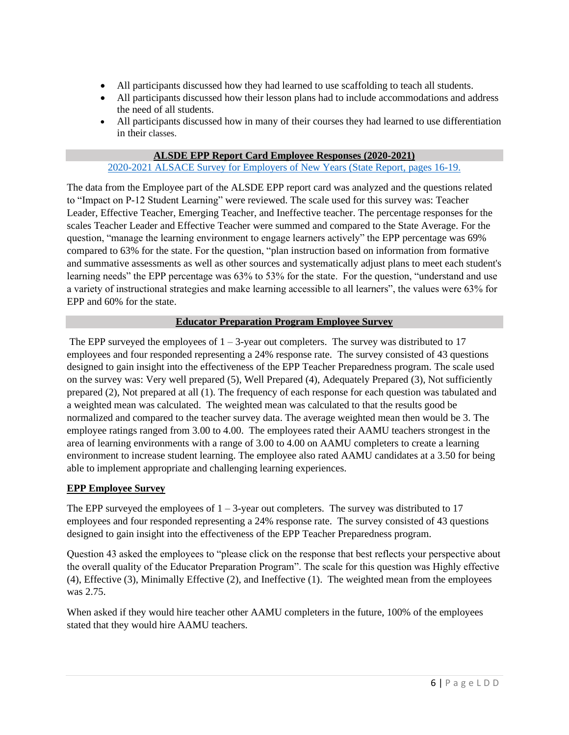- All participants discussed how they had learned to use scaffolding to teach all students.
- All participants discussed how their lesson plans had to include accommodations and address the need of all students.
- All participants discussed how in many of their courses they had learned to use differentiation in their classes.

## ALSDE EPP Report Card Employee Responses (2020-2021)

2020-2021 ALSACE Survey for Employers of New Years (State Report, pages 16-19.

The data from the Employee part of the ALSDE EPP report card was analyzed and the questions related to "Impact on P-12 Student Learning" were reviewed. The scale used for this survey was: Teacher Leader, Effective Teacher, Emerging Teacher, and Ineffective teacher. The percentage responses for the scales Teacher Leader and Effective Teacher were summed and compared to the State Average. For the question, "manage the learning environment to engage learners actively" the EPP percentage was 69% compared to 63% for the state. For the question, "plan instruction based on information from formative and summative assessments as well as other sources and systematically adjust plans to meet each student's learning needs" the EPP percentage was 63% to 53% for the state. For the question, "understand and use a variety of instructional strategies and make learning accessible to all learners", the values were 63% for EPP and 60% for the state.

## Educator Preparation Program Employee Survey

The EPP surveyed the employees of 1 – 3-year out completers. The survey was distributed to 17 employees and four responded representing a 24% response rate. The survey consisted of 43 questions designed to gain insight into the effectiveness of the EPP Teacher Preparedness program. The scale used on the survey was: Very well prepared (5), Well Prepared (4), Adequately Prepared (3), Not sufficiently prepared (2), Not prepared at all (1). The frequency of each response for each question was tabulated and a weighted mean was calculated. The weighted mean was calculated to that the results good be normalized and compared to the teacher survey data. The average weighted mean then would be 3. The employee ratings ranged from 3.00 to 4.00. The employees rated their AAMU teachers strongest in the area of learning environments with a range of 3.00 to 4.00 on AAMU completers to create a learning environment to increase student learning. The employee also rated AAMU candidates at a 3.50 for being able to implement appropriate and challenging learning experiences.

**EPP Employee Survey**

The EPP surveyed the employees of 1 – 3-year out completers. The survey was distributed to 17 employees and four responded representing a 24% response rate. The survey consisted of 43 questions designed to gain insight into the effectiveness of the EPP Teacher Preparedness program.

Question 43 asked the employees to "please click on the response that best reflects your perspective about the overall quality of the Educator Preparation Program". The scale for this question was Highly effective (4), Effective (3), Minimally Effective (2), and Ineffective (1). The weighted mean from the employees was 2.75.

When asked if they would hire teacher other AAMU completers in the future, 100% of the employees stated that they would hire AAMU teachers.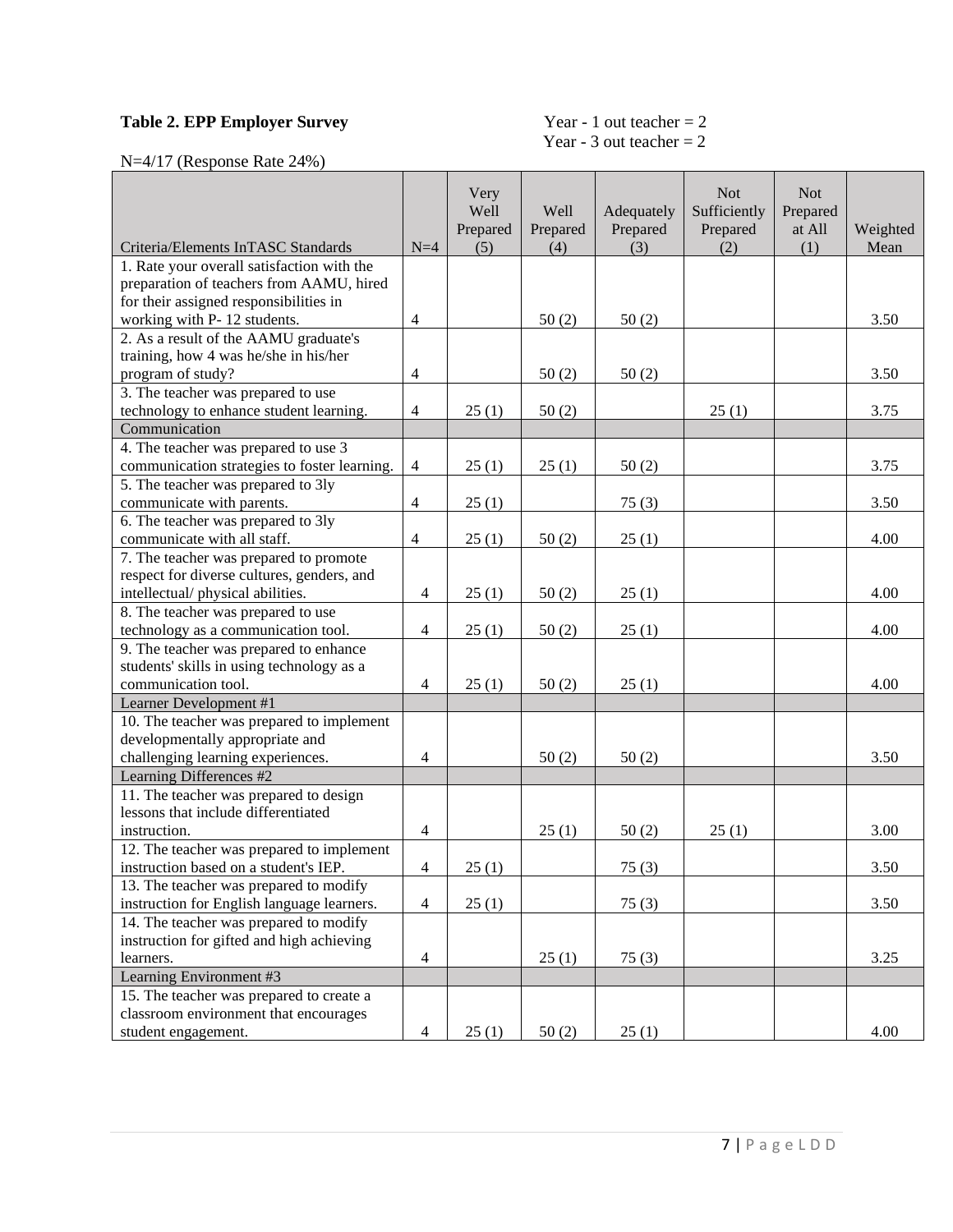**Table 2. EPP Employer Survey**

Year - 1 out teacher = 2
Year - 3 out teacher = 2

N=4/17 (Response Rate 24%)

| Criteria/Elements InTASC Standards | N=4 | Very Well Prepared (5) | Well Prepared (4) | Adequately Prepared (3) | Not Sufficiently Prepared (2) | Not Prepared at All (1) | Weighted Mean |
|---|---|---|---|---|---|---|---|
| 1. Rate your overall satisfaction with the preparation of teachers from AAMU, hired for their assigned responsibilities in working with P- 12 students. | 4 | | 50 (2) | 50 (2) | | | 3.50 |
| 2. As a result of the AAMU graduate's training, how 4 was he/she in his/her program of study? | 4 | | 50 (2) | 50 (2) | | | 3.50 |
| 3. The teacher was prepared to use technology to enhance student learning. | 4 | 25 (1) | 50 (2) | | 25 (1) | | 3.75 |
| Communication | | | | | | | |
| 4. The teacher was prepared to use 3 communication strategies to foster learning. | 4 | 25 (1) | 25 (1) | 50 (2) | | | 3.75 |
| 5. The teacher was prepared to 3ly communicate with parents. | 4 | 25 (1) | | 75 (3) | | | 3.50 |
| 6. The teacher was prepared to 3ly communicate with all staff. | 4 | 25 (1) | 50 (2) | 25 (1) | | | 4.00 |
| 7. The teacher was prepared to promote respect for diverse cultures, genders, and intellectual/ physical abilities. | 4 | 25 (1) | 50 (2) | 25 (1) | | | 4.00 |
| 8. The teacher was prepared to use technology as a communication tool. | 4 | 25 (1) | 50 (2) | 25 (1) | | | 4.00 |
| 9. The teacher was prepared to enhance students' skills in using technology as a communication tool. | 4 | 25 (1) | 50 (2) | 25 (1) | | | 4.00 |
| Learner Development #1 | | | | | | | |
| 10. The teacher was prepared to implement developmentally appropriate and challenging learning experiences. | 4 | | 50 (2) | 50 (2) | | | 3.50 |
| Learning Differences #2 | | | | | | | |
| 11. The teacher was prepared to design lessons that include differentiated instruction. | 4 | | 25 (1) | 50 (2) | 25 (1) | | 3.00 |
| 12. The teacher was prepared to implement instruction based on a student's IEP. | 4 | 25 (1) | | 75 (3) | | | 3.50 |
| 13. The teacher was prepared to modify instruction for English language learners. | 4 | 25 (1) | | 75 (3) | | | 3.50 |
| 14. The teacher was prepared to modify instruction for gifted and high achieving learners. | 4 | | 25 (1) | 75 (3) | | | 3.25 |
| Learning Environment #3 | | | | | | | |
| 15. The teacher was prepared to create a classroom environment that encourages student engagement. | 4 | 25 (1) | 50 (2) | 25 (1) | | | 4.00 |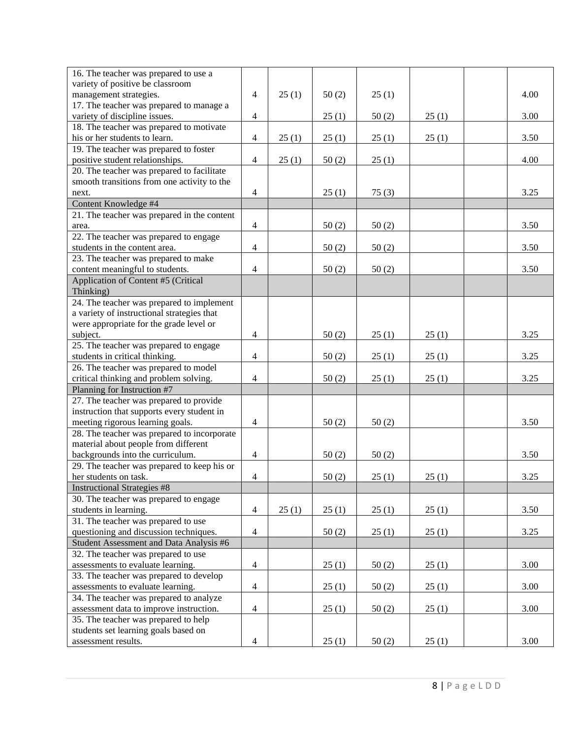| | | | | | | | |
|---|---|---|---|---|---|---|---|
| 16. The teacher was prepared to use a variety of positive be classroom management strategies. | 4 | 25 (1) | 50 (2) | 25 (1) | | | 4.00 |
| 17. The teacher was prepared to manage a variety of discipline issues. | 4 | | 25 (1) | 50 (2) | 25 (1) | | 3.00 |
| 18. The teacher was prepared to motivate his or her students to learn. | 4 | 25 (1) | 25 (1) | 25 (1) | 25 (1) | | 3.50 |
| 19. The teacher was prepared to foster positive student relationships. | 4 | 25 (1) | 50 (2) | 25 (1) | | | 4.00 |
| 20. The teacher was prepared to facilitate smooth transitions from one activity to the next. | 4 | | 25 (1) | 75 (3) | | | 3.25 |
| Content Knowledge #4 | | | | | | | |
| 21. The teacher was prepared in the content area. | 4 | | 50 (2) | 50 (2) | | | 3.50 |
| 22. The teacher was prepared to engage students in the content area. | 4 | | 50 (2) | 50 (2) | | | 3.50 |
| 23. The teacher was prepared to make content meaningful to students. | 4 | | 50 (2) | 50 (2) | | | 3.50 |
| Application of Content #5 (Critical Thinking) | | | | | | | |
| 24. The teacher was prepared to implement a variety of instructional strategies that were appropriate for the grade level or subject. | 4 | | 50 (2) | 25 (1) | 25 (1) | | 3.25 |
| 25. The teacher was prepared to engage students in critical thinking. | 4 | | 50 (2) | 25 (1) | 25 (1) | | 3.25 |
| 26. The teacher was prepared to model critical thinking and problem solving. | 4 | | 50 (2) | 25 (1) | 25 (1) | | 3.25 |
| Planning for Instruction #7 | | | | | | | |
| 27. The teacher was prepared to provide instruction that supports every student in meeting rigorous learning goals. | 4 | | 50 (2) | 50 (2) | | | 3.50 |
| 28. The teacher was prepared to incorporate material about people from different backgrounds into the curriculum. | 4 | | 50 (2) | 50 (2) | | | 3.50 |
| 29. The teacher was prepared to keep his or her students on task. | 4 | | 50 (2) | 25 (1) | 25 (1) | | 3.25 |
| Instructional Strategies #8 | | | | | | | |
| 30. The teacher was prepared to engage students in learning. | 4 | 25 (1) | 25 (1) | 25 (1) | 25 (1) | | 3.50 |
| 31. The teacher was prepared to use questioning and discussion techniques. | 4 | | 50 (2) | 25 (1) | 25 (1) | | 3.25 |
| Student Assessment and Data Analysis #6 | | | | | | | |
| 32. The teacher was prepared to use assessments to evaluate learning. | 4 | | 25 (1) | 50 (2) | 25 (1) | | 3.00 |
| 33. The teacher was prepared to develop assessments to evaluate learning. | 4 | | 25 (1) | 50 (2) | 25 (1) | | 3.00 |
| 34. The teacher was prepared to analyze assessment data to improve instruction. | 4 | | 25 (1) | 50 (2) | 25 (1) | | 3.00 |
| 35. The teacher was prepared to help students set learning goals based on assessment results. | 4 | | 25 (1) | 50 (2) | 25 (1) | | 3.00 |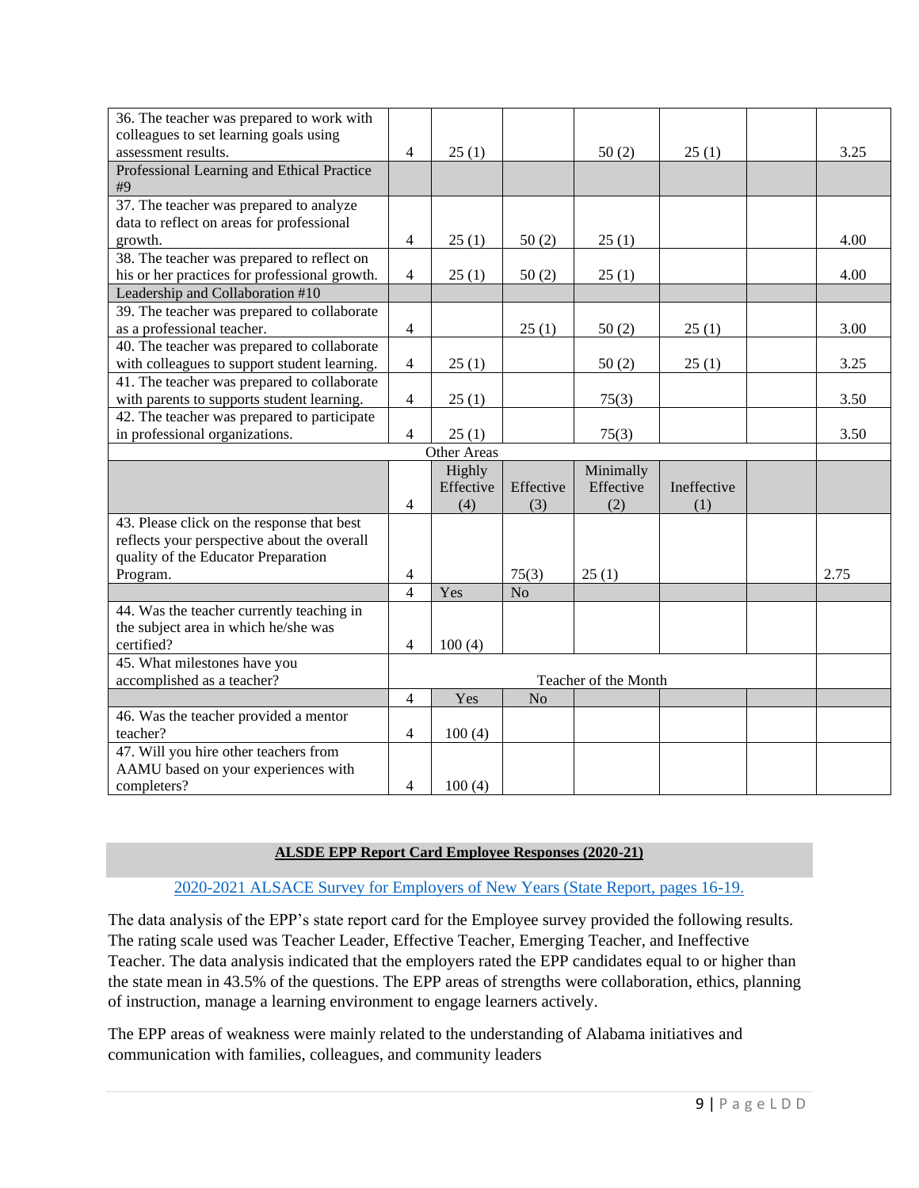| | | | | | | | |
|---|---|---|---|---|---|---|---|
| 36. The teacher was prepared to work with colleagues to set learning goals using assessment results. | 4 | 25 (1) | | 50 (2) | 25 (1) | | 3.25 |
| Professional Learning and Ethical Practice #9 | | | | | | | |
| 37. The teacher was prepared to analyze data to reflect on areas for professional growth. | 4 | 25 (1) | 50 (2) | 25 (1) | | | 4.00 |
| 38. The teacher was prepared to reflect on his or her practices for professional growth. | 4 | 25 (1) | 50 (2) | 25 (1) | | | 4.00 |
| Leadership and Collaboration #10 | | | | | | | |
| 39. The teacher was prepared to collaborate as a professional teacher. | 4 | | 25 (1) | 50 (2) | 25 (1) | | 3.00 |
| 40. The teacher was prepared to collaborate with colleagues to support student learning. | 4 | 25 (1) | | 50 (2) | 25 (1) | | 3.25 |
| 41. The teacher was prepared to collaborate with parents to supports student learning. | 4 | 25 (1) | | 75(3) | | | 3.50 |
| 42. The teacher was prepared to participate in professional organizations. | 4 | 25 (1) | | 75(3) | | | 3.50 |
| Other Areas | | | | | | | |
| | 4 | Highly Effective (4) | Effective (3) | Minimally Effective (2) | Ineffective (1) | | |
| 43. Please click on the response that best reflects your perspective about the overall quality of the Educator Preparation Program. | 4 | | 75(3) | 25 (1) | | | 2.75 |
| | 4 | Yes | No | | | | |
| 44. Was the teacher currently teaching in the subject area in which he/she was certified? | 4 | 100 (4) | | | | | |
| 45. What milestones have you accomplished as a teacher? | Teacher of the Month | | | | | | |
| | 4 | Yes | No | | | | |
| 46. Was the teacher provided a mentor teacher? | 4 | 100 (4) | | | | | |
| 47. Will you hire other teachers from AAMU based on your experiences with completers? | 4 | 100 (4) | | | | | |

**ALSDE EPP Report Card Employee Responses (2020-21)**

2020-2021 ALSACE Survey for Employers of New Years (State Report, pages 16-19.

The data analysis of the EPP's state report card for the Employee survey provided the following results. The rating scale used was Teacher Leader, Effective Teacher, Emerging Teacher, and Ineffective Teacher. The data analysis indicated that the employers rated the EPP candidates equal to or higher than the state mean in 43.5% of the questions. The EPP areas of strengths were collaboration, ethics, planning of instruction, manage a learning environment to engage learners actively.

The EPP areas of weakness were mainly related to the understanding of Alabama initiatives and communication with families, colleagues, and community leaders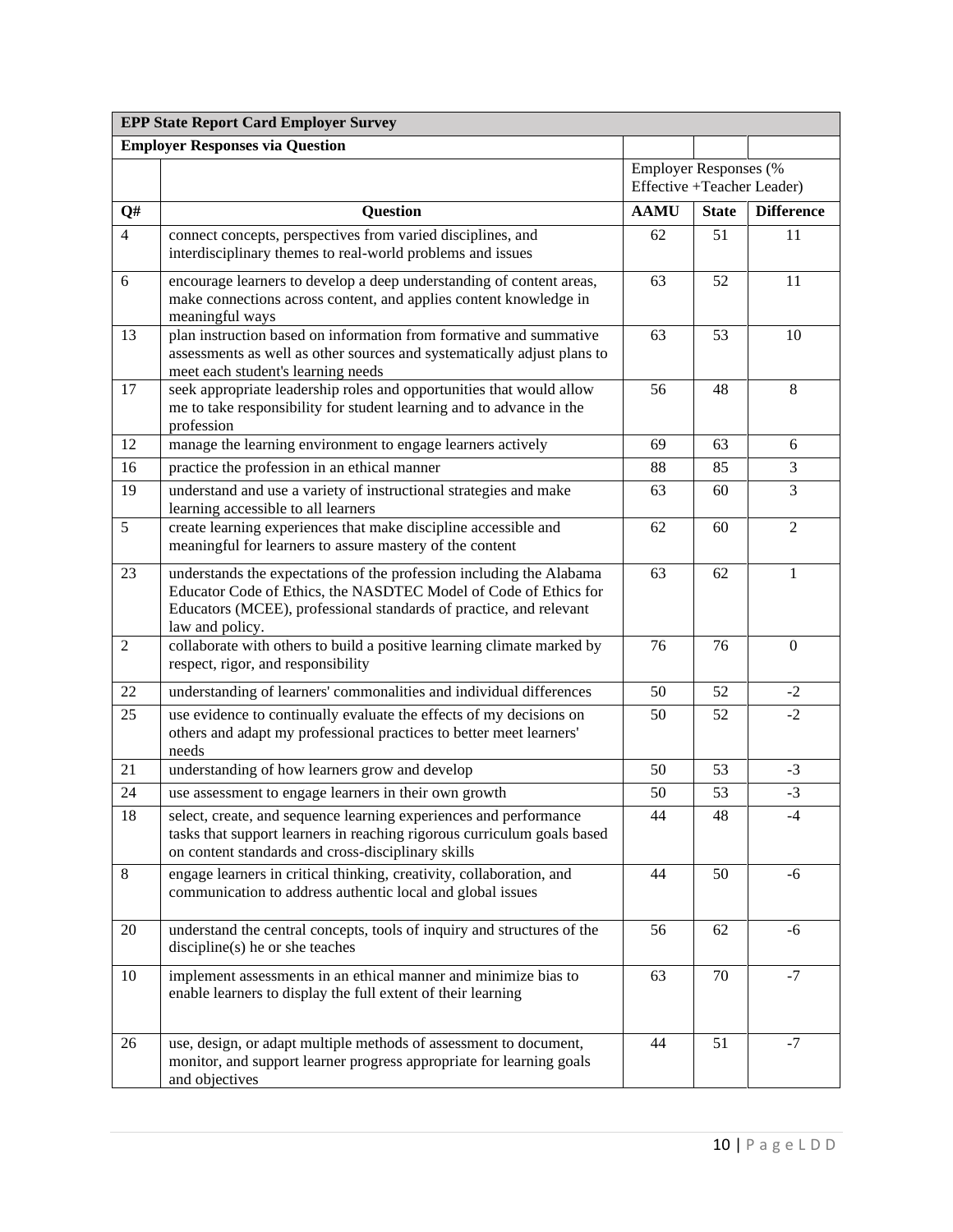| EPP State Report Card Employer Survey | | | | |
|---|---|---|---|---|
| **Employer Responses via Question** | | | | |
| | | Employer Responses (% Effective +Teacher Leader) | | |
| **Q#** | **Question** | **AAMU** | **State** | **Difference** |
| 4 | connect concepts, perspectives from varied disciplines, and interdisciplinary themes to real-world problems and issues | 62 | 51 | 11 |
| 6 | encourage learners to develop a deep understanding of content areas, make connections across content, and applies content knowledge in meaningful ways | 63 | 52 | 11 |
| 13 | plan instruction based on information from formative and summative assessments as well as other sources and systematically adjust plans to meet each student's learning needs | 63 | 53 | 10 |
| 17 | seek appropriate leadership roles and opportunities that would allow me to take responsibility for student learning and to advance in the profession | 56 | 48 | 8 |
| 12 | manage the learning environment to engage learners actively | 69 | 63 | 6 |
| 16 | practice the profession in an ethical manner | 88 | 85 | 3 |
| 19 | understand and use a variety of instructional strategies and make learning accessible to all learners | 63 | 60 | 3 |
| 5 | create learning experiences that make discipline accessible and meaningful for learners to assure mastery of the content | 62 | 60 | 2 |
| 23 | understands the expectations of the profession including the Alabama Educator Code of Ethics, the NASDTEC Model of Code of Ethics for Educators (MCEE), professional standards of practice, and relevant law and policy. | 63 | 62 | 1 |
| 2 | collaborate with others to build a positive learning climate marked by respect, rigor, and responsibility | 76 | 76 | 0 |
| 22 | understanding of learners' commonalities and individual differences | 50 | 52 | -2 |
| 25 | use evidence to continually evaluate the effects of my decisions on others and adapt my professional practices to better meet learners' needs | 50 | 52 | -2 |
| 21 | understanding of how learners grow and develop | 50 | 53 | -3 |
| 24 | use assessment to engage learners in their own growth | 50 | 53 | -3 |
| 18 | select, create, and sequence learning experiences and performance tasks that support learners in reaching rigorous curriculum goals based on content standards and cross-disciplinary skills | 44 | 48 | -4 |
| 8 | engage learners in critical thinking, creativity, collaboration, and communication to address authentic local and global issues | 44 | 50 | -6 |
| 20 | understand the central concepts, tools of inquiry and structures of the discipline(s) he or she teaches | 56 | 62 | -6 |
| 10 | implement assessments in an ethical manner and minimize bias to enable learners to display the full extent of their learning | 63 | 70 | -7 |
| 26 | use, design, or adapt multiple methods of assessment to document, monitor, and support learner progress appropriate for learning goals and objectives | 44 | 51 | -7 |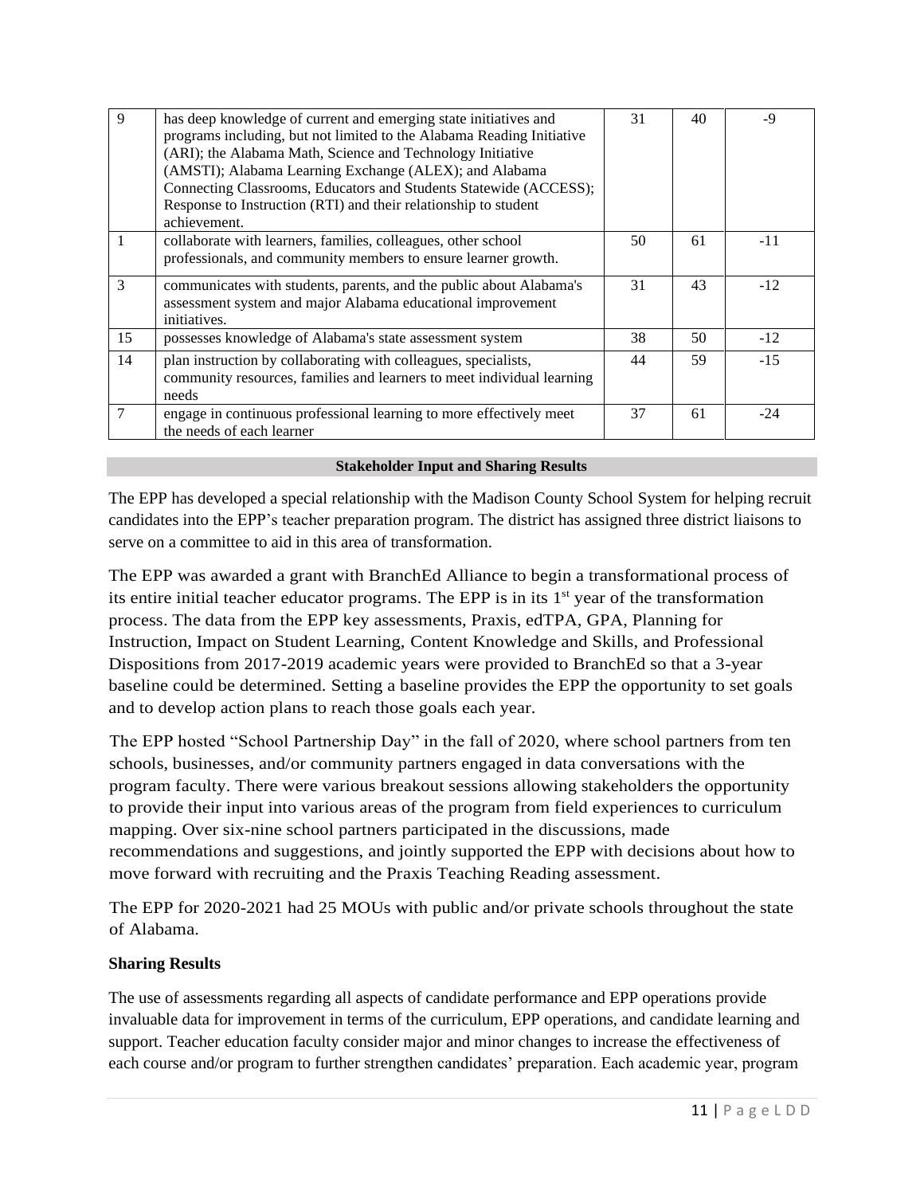| 9 | has deep knowledge of current and emerging state initiatives and programs including, but not limited to the Alabama Reading Initiative (ARI); the Alabama Math, Science and Technology Initiative (AMSTI); Alabama Learning Exchange (ALEX); and Alabama Connecting Classrooms, Educators and Students Statewide (ACCESS); Response to Instruction (RTI) and their relationship to student achievement. | 31 | 40 | -9 |
|---|---|---|---|---|
| 1 | collaborate with learners, families, colleagues, other school professionals, and community members to ensure learner growth. | 50 | 61 | -11 |
| 3 | communicates with students, parents, and the public about Alabama's assessment system and major Alabama educational improvement initiatives. | 31 | 43 | -12 |
| 15 | possesses knowledge of Alabama's state assessment system | 38 | 50 | -12 |
| 14 | plan instruction by collaborating with colleagues, specialists, community resources, families and learners to meet individual learning needs | 44 | 59 | -15 |
| 7 | engage in continuous professional learning to more effectively meet the needs of each learner | 37 | 61 | -24 |

**Stakeholder Input and Sharing Results**

The EPP has developed a special relationship with the Madison County School System for helping recruit candidates into the EPP's teacher preparation program. The district has assigned three district liaisons to serve on a committee to aid in this area of transformation.

The EPP was awarded a grant with BranchEd Alliance to begin a transformational process of its entire initial teacher educator programs. The EPP is in its 1st year of the transformation process. The data from the EPP key assessments, Praxis, edTPA, GPA, Planning for Instruction, Impact on Student Learning, Content Knowledge and Skills, and Professional Dispositions from 2017-2019 academic years were provided to BranchEd so that a 3-year baseline could be determined. Setting a baseline provides the EPP the opportunity to set goals and to develop action plans to reach those goals each year.

The EPP hosted "School Partnership Day" in the fall of 2020, where school partners from ten schools, businesses, and/or community partners engaged in data conversations with the program faculty. There were various breakout sessions allowing stakeholders the opportunity to provide their input into various areas of the program from field experiences to curriculum mapping. Over six-nine school partners participated in the discussions, made recommendations and suggestions, and jointly supported the EPP with decisions about how to move forward with recruiting and the Praxis Teaching Reading assessment.

The EPP for 2020-2021 had 25 MOUs with public and/or private schools throughout the state of Alabama.

**Sharing Results**

The use of assessments regarding all aspects of candidate performance and EPP operations provide invaluable data for improvement in terms of the curriculum, EPP operations, and candidate learning and support. Teacher education faculty consider major and minor changes to increase the effectiveness of each course and/or program to further strengthen candidates' preparation. Each academic year, program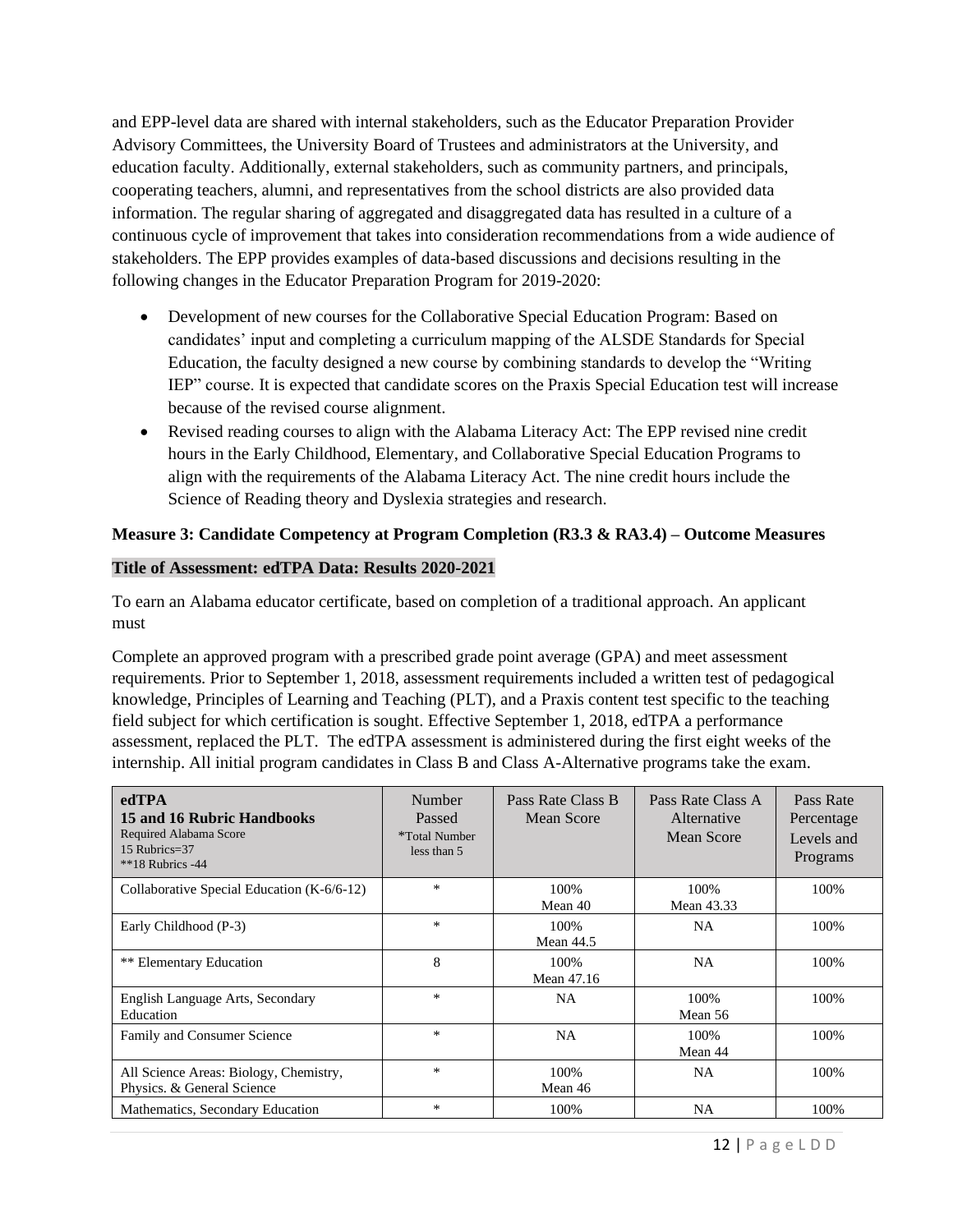and EPP-level data are shared with internal stakeholders, such as the Educator Preparation Provider Advisory Committees, the University Board of Trustees and administrators at the University, and education faculty. Additionally, external stakeholders, such as community partners, and principals, cooperating teachers, alumni, and representatives from the school districts are also provided data information. The regular sharing of aggregated and disaggregated data has resulted in a culture of a continuous cycle of improvement that takes into consideration recommendations from a wide audience of stakeholders. The EPP provides examples of data-based discussions and decisions resulting in the following changes in the Educator Preparation Program for 2019-2020:

- Development of new courses for the Collaborative Special Education Program: Based on candidates' input and completing a curriculum mapping of the ALSDE Standards for Special Education, the faculty designed a new course by combining standards to develop the "Writing IEP" course. It is expected that candidate scores on the Praxis Special Education test will increase because of the revised course alignment.
- Revised reading courses to align with the Alabama Literacy Act: The EPP revised nine credit hours in the Early Childhood, Elementary, and Collaborative Special Education Programs to align with the requirements of the Alabama Literacy Act. The nine credit hours include the Science of Reading theory and Dyslexia strategies and research.

**Measure 3: Candidate Competency at Program Completion (R3.3 & RA3.4) – Outcome Measures**

**Title of Assessment: edTPA Data: Results 2020-2021**

To earn an Alabama educator certificate, based on completion of a traditional approach. An applicant must

Complete an approved program with a prescribed grade point average (GPA) and meet assessment requirements. Prior to September 1, 2018, assessment requirements included a written test of pedagogical knowledge, Principles of Learning and Teaching (PLT), and a Praxis content test specific to the teaching field subject for which certification is sought. Effective September 1, 2018, edTPA a performance assessment, replaced the PLT. The edTPA assessment is administered during the first eight weeks of the internship. All initial program candidates in Class B and Class A-Alternative programs take the exam.

| **edTPA** **15 and 16 Rubric Handbooks** Required Alabama Score 15 Rubrics=37 **18 Rubrics -44 | Number Passed *Total Number less than 5 | Pass Rate Class B Mean Score | Pass Rate Class A Alternative Mean Score | Pass Rate Percentage Levels and Programs |
|---|---|---|---|---|
| Collaborative Special Education (K-6/6-12) | * | 100% Mean 40 | 100% Mean 43.33 | 100% |
| Early Childhood (P-3) | * | 100% Mean 44.5 | NA | 100% |
| ** Elementary Education | 8 | 100% Mean 47.16 | NA | 100% |
| English Language Arts, Secondary Education | * | NA | 100% Mean 56 | 100% |
| Family and Consumer Science | * | NA | 100% Mean 44 | 100% |
| All Science Areas: Biology, Chemistry, Physics. & General Science | * | 100% Mean 46 | NA | 100% |
| Mathematics, Secondary Education | * | 100% | NA | 100% |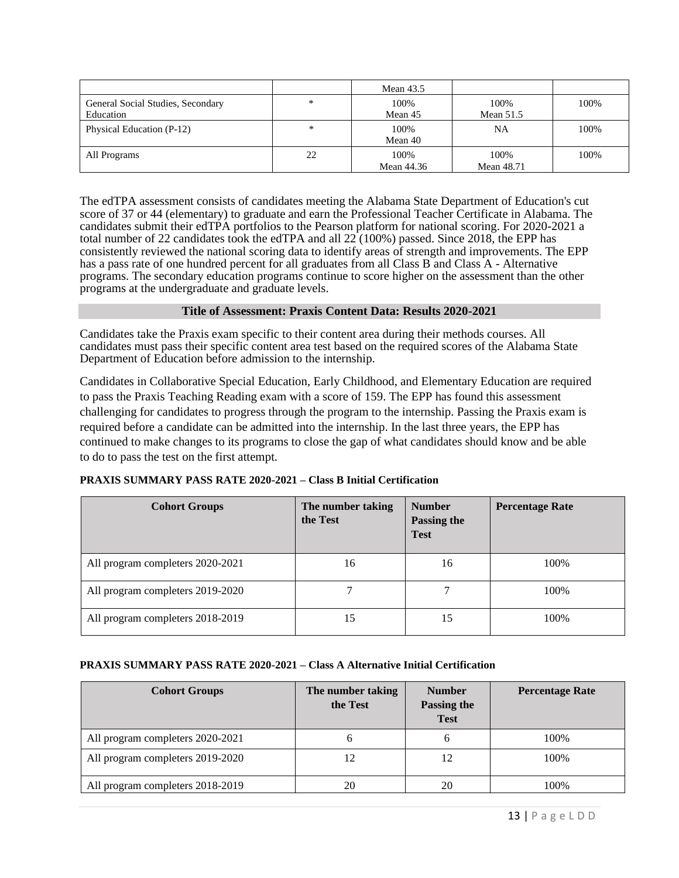| | | Mean 43.5 | | |
|---|---|---|---|---|
| General Social Studies, Secondary Education | * | 100%<br>Mean 45 | 100%<br>Mean 51.5 | 100% |
| Physical Education (P-12) | * | 100%<br>Mean 40 | NA | 100% |
| All Programs | 22 | 100%<br>Mean 44.36 | 100%<br>Mean 48.71 | 100% |

The edTPA assessment consists of candidates meeting the Alabama State Department of Education's cut score of 37 or 44 (elementary) to graduate and earn the Professional Teacher Certificate in Alabama. The candidates submit their edTPA portfolios to the Pearson platform for national scoring. For 2020-2021 a total number of 22 candidates took the edTPA and all 22 (100%) passed. Since 2018, the EPP has consistently reviewed the national scoring data to identify areas of strength and improvements. The EPP has a pass rate of one hundred percent for all graduates from all Class B and Class A - Alternative programs. The secondary education programs continue to score higher on the assessment than the other programs at the undergraduate and graduate levels.

**Title of Assessment: Praxis Content Data: Results 2020-2021**

Candidates take the Praxis exam specific to their content area during their methods courses. All candidates must pass their specific content area test based on the required scores of the Alabama State Department of Education before admission to the internship.

Candidates in Collaborative Special Education, Early Childhood, and Elementary Education are required to pass the Praxis Teaching Reading exam with a score of 159. The EPP has found this assessment challenging for candidates to progress through the program to the internship. Passing the Praxis exam is required before a candidate can be admitted into the internship. In the last three years, the EPP has continued to make changes to its programs to close the gap of what candidates should know and be able to do to pass the test on the first attempt.

**PRAXIS SUMMARY PASS RATE 2020-2021 – Class B Initial Certification**

| Cohort Groups | The number taking the Test | Number Passing the Test | Percentage Rate |
|---|---|---|---|
| All program completers 2020-2021 | 16 | 16 | 100% |
| All program completers 2019-2020 | 7 | 7 | 100% |
| All program completers 2018-2019 | 15 | 15 | 100% |

**PRAXIS SUMMARY PASS RATE 2020-2021 – Class A Alternative Initial Certification**

| Cohort Groups | The number taking the Test | Number Passing the Test | Percentage Rate |
|---|---|---|---|
| All program completers 2020-2021 | 6 | 6 | 100% |
| All program completers 2019-2020 | 12 | 12 | 100% |
| All program completers 2018-2019 | 20 | 20 | 100% |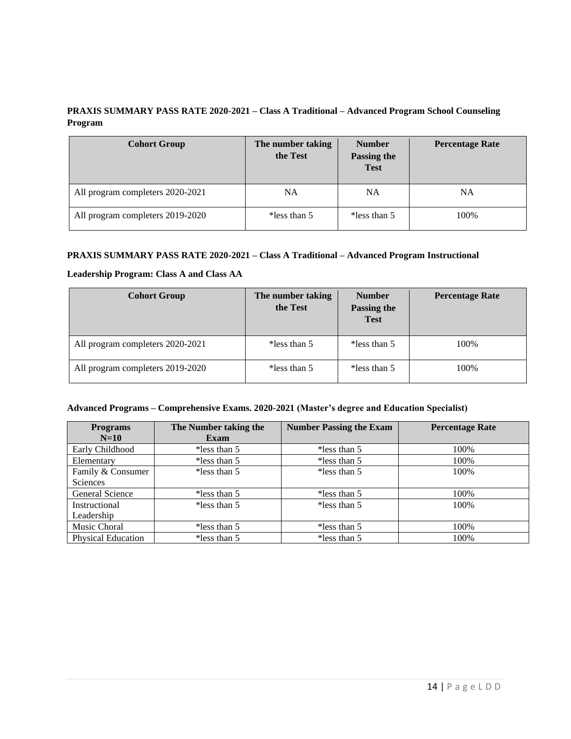**PRAXIS SUMMARY PASS RATE 2020-2021 – Class A Traditional – Advanced Program School Counseling Program**

| Cohort Group | The number taking the Test | Number Passing the Test | Percentage Rate |
|---|---|---|---|
| All program completers 2020-2021 | NA | NA | NA |
| All program completers 2019-2020 | *less than 5 | *less than 5 | 100% |

**PRAXIS SUMMARY PASS RATE 2020-2021 – Class A Traditional – Advanced Program Instructional Leadership Program: Class A and Class AA**

| Cohort Group | The number taking the Test | Number Passing the Test | Percentage Rate |
|---|---|---|---|
| All program completers 2020-2021 | *less than 5 | *less than 5 | 100% |
| All program completers 2019-2020 | *less than 5 | *less than 5 | 100% |

**Advanced Programs – Comprehensive Exams. 2020-2021 (Master's degree and Education Specialist)**

| Programs N=10 | The Number taking the Exam | Number Passing the Exam | Percentage Rate |
|---|---|---|---|
| Early Childhood | *less than 5 | *less than 5 | 100% |
| Elementary | *less than 5 | *less than 5 | 100% |
| Family & Consumer Sciences | *less than 5 | *less than 5 | 100% |
| General Science | *less than 5 | *less than 5 | 100% |
| Instructional Leadership | *less than 5 | *less than 5 | 100% |
| Music Choral | *less than 5 | *less than 5 | 100% |
| Physical Education | *less than 5 | *less than 5 | 100% |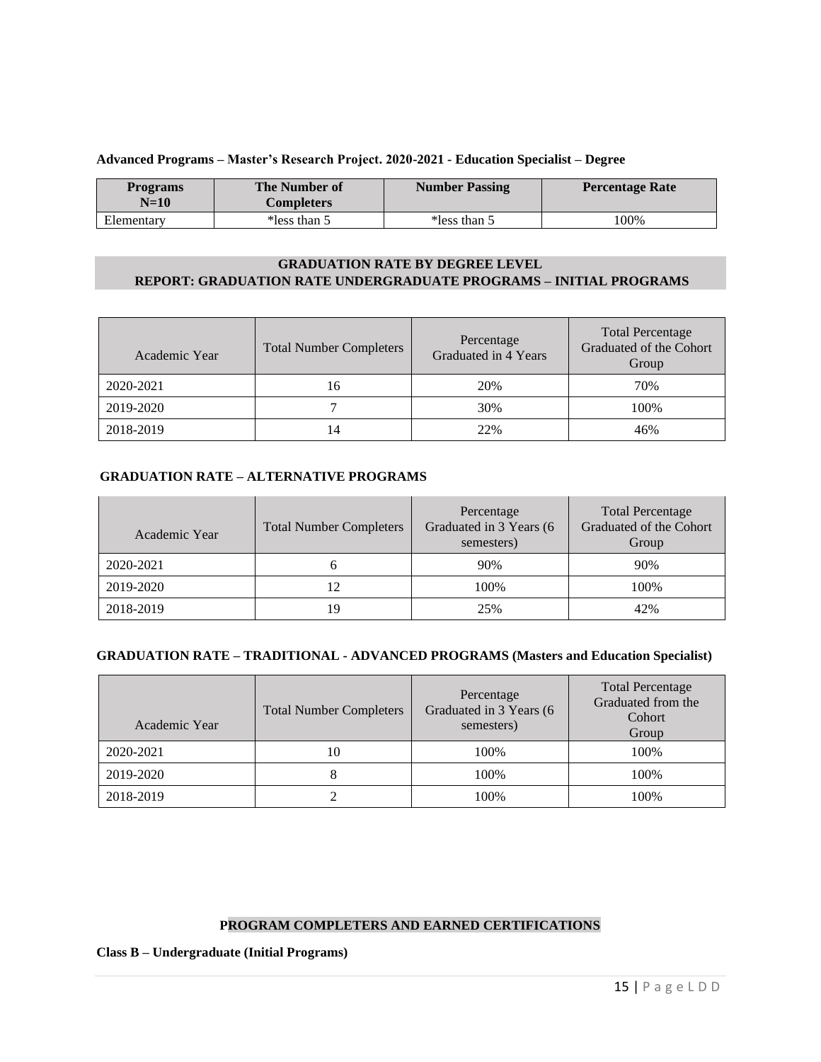**Advanced Programs – Master's Research Project. 2020-2021 - Education Specialist – Degree**

| Programs N=10 | The Number of Completers | Number Passing | Percentage Rate |
|---|---|---|---|
| Elementary | *less than 5 | *less than 5 | 100% |

## GRADUATION RATE BY DEGREE LEVEL
## REPORT: GRADUATION RATE UNDERGRADUATE PROGRAMS – INITIAL PROGRAMS

| Academic Year | Total Number Completers | Percentage Graduated in 4 Years | Total Percentage Graduated of the Cohort Group |
|---|---|---|---|
| 2020-2021 | 16 | 20% | 70% |
| 2019-2020 | 7 | 30% | 100% |
| 2018-2019 | 14 | 22% | 46% |

**GRADUATION RATE – ALTERNATIVE PROGRAMS**

| Academic Year | Total Number Completers | Percentage Graduated in 3 Years (6 semesters) | Total Percentage Graduated of the Cohort Group |
|---|---|---|---|
| 2020-2021 | 6 | 90% | 90% |
| 2019-2020 | 12 | 100% | 100% |
| 2018-2019 | 19 | 25% | 42% |

**GRADUATION RATE – TRADITIONAL - ADVANCED PROGRAMS (Masters and Education Specialist)**

| Academic Year | Total Number Completers | Percentage Graduated in 3 Years (6 semesters) | Total Percentage Graduated from the Cohort Group |
|---|---|---|---|
| 2020-2021 | 10 | 100% | 100% |
| 2019-2020 | 8 | 100% | 100% |
| 2018-2019 | 2 | 100% | 100% |

## PROGRAM COMPLETERS AND EARNED CERTIFICATIONS

**Class B – Undergraduate (Initial Programs)**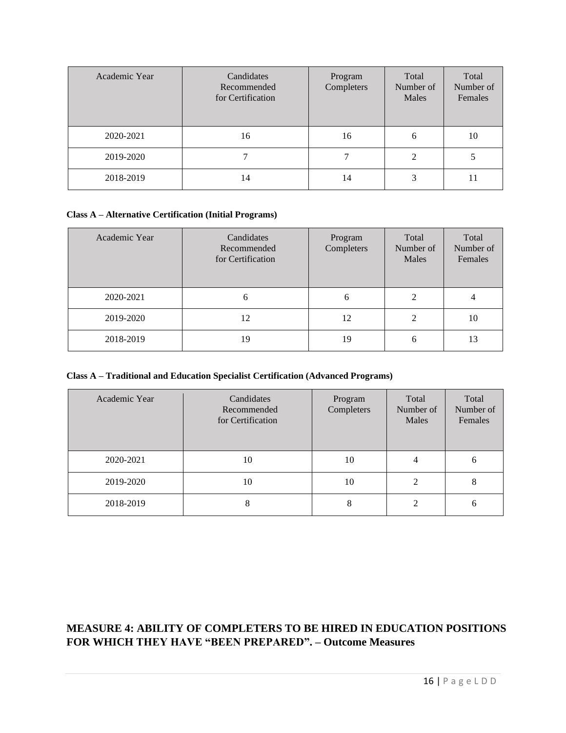| Academic Year | Candidates Recommended for Certification | Program Completers | Total Number of Males | Total Number of Females |
|---|---|---|---|---|
| 2020-2021 | 16 | 16 | 6 | 10 |
| 2019-2020 | 7 | 7 | 2 | 5 |
| 2018-2019 | 14 | 14 | 3 | 11 |

**Class A – Alternative Certification (Initial Programs)**

| Academic Year | Candidates Recommended for Certification | Program Completers | Total Number of Males | Total Number of Females |
|---|---|---|---|---|
| 2020-2021 | 6 | 6 | 2 | 4 |
| 2019-2020 | 12 | 12 | 2 | 10 |
| 2018-2019 | 19 | 19 | 6 | 13 |

**Class A – Traditional and Education Specialist Certification (Advanced Programs)**

| Academic Year | Candidates Recommended for Certification | Program Completers | Total Number of Males | Total Number of Females |
|---|---|---|---|---|
| 2020-2021 | 10 | 10 | 4 | 6 |
| 2019-2020 | 10 | 10 | 2 | 8 |
| 2018-2019 | 8 | 8 | 2 | 6 |

## MEASURE 4: ABILITY OF COMPLETERS TO BE HIRED IN EDUCATION POSITIONS FOR WHICH THEY HAVE "BEEN PREPARED". – Outcome Measures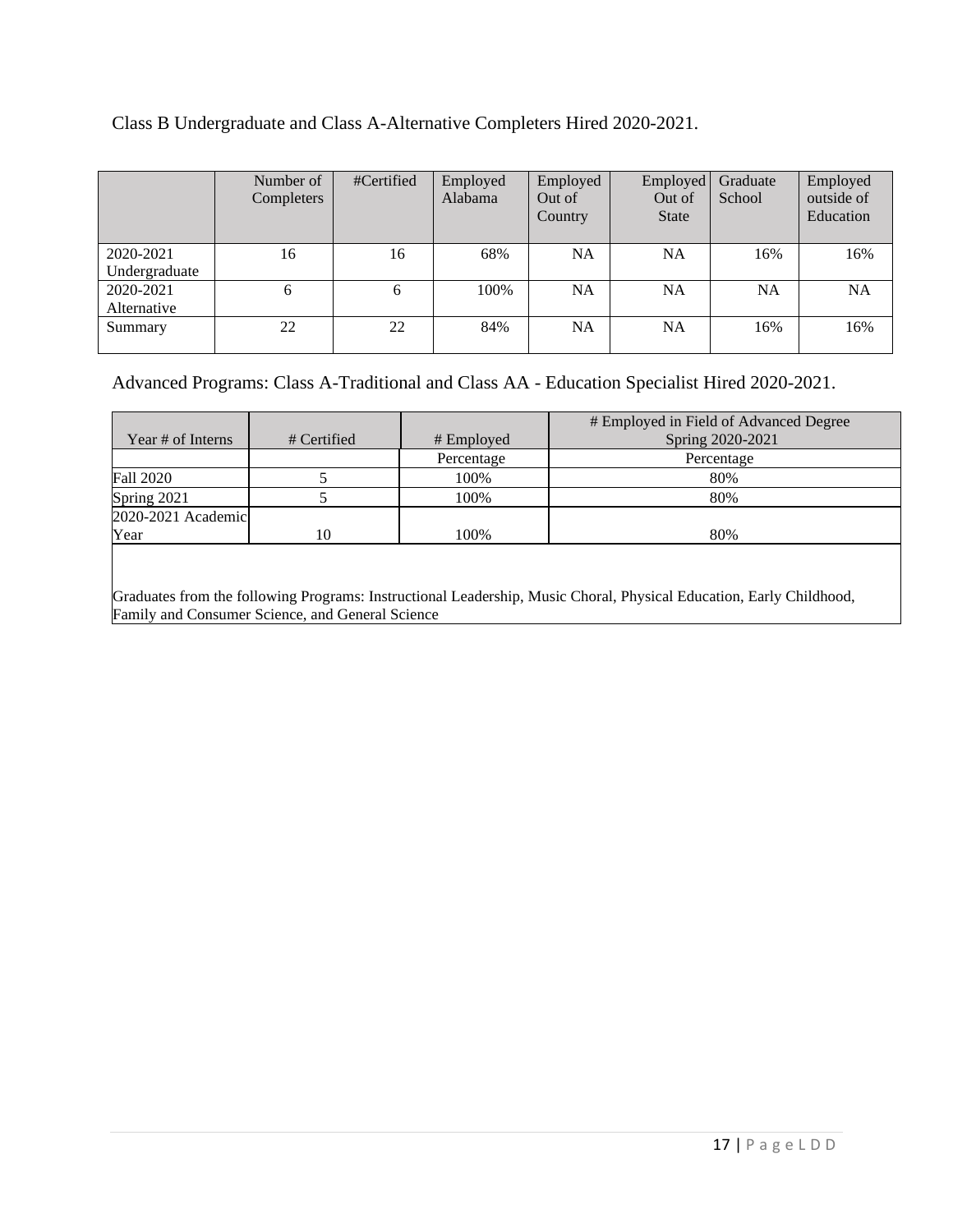Class B Undergraduate and Class A-Alternative Completers Hired 2020-2021.

| | Number of Completers | #Certified | Employed Alabama | Employed Out of Country | Employed Out of State | Graduate School | Employed outside of Education |
|---|---|---|---|---|---|---|---|
| 2020-2021 Undergraduate | 16 | 16 | 68% | NA | NA | 16% | 16% |
| 2020-2021 Alternative | 6 | 6 | 100% | NA | NA | NA | NA |
| Summary | 22 | 22 | 84% | NA | NA | 16% | 16% |

Advanced Programs: Class A-Traditional and Class AA - Education Specialist Hired 2020-2021.

| Year # of Interns | # Certified | # Employed | # Employed in Field of Advanced Degree Spring 2020-2021 |
|---|---|---|---|
| | | Percentage | Percentage |
| Fall 2020 | 5 | 100% | 80% |
| Spring 2021 | 5 | 100% | 80% |
| 2020-2021 Academic Year | 10 | 100% | 80% |

Graduates from the following Programs: Instructional Leadership, Music Choral, Physical Education, Early Childhood, Family and Consumer Science, and General Science